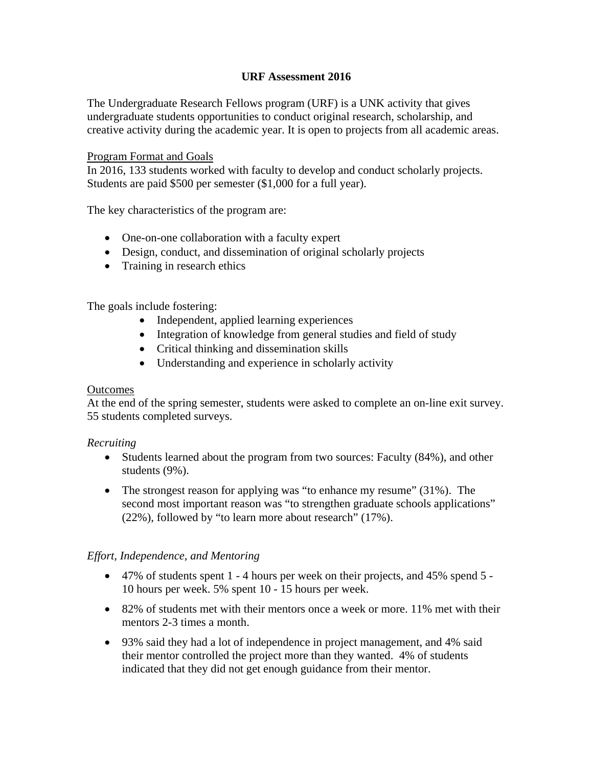# URF Assessment 2016

The Undergraduate Research Fellows program (URF) is a UNK activity that gives undergraduate students opportunities to conduct original research, scholarship, and creative activity during the academic year. It is open to projects from all academic areas.

## Program Format and Goals

In 2016, 133 students worked with faculty to develop and conduct scholarly projects. Students are paid $500 per semester ($1,000 for a full year).

The key characteristics of the program are:

- One-on-one collaboration with a faculty expert
- Design, conduct, and dissemination of original scholarly projects
- Training in research ethics

The goals include fostering:

- Independent, applied learning experiences
- Integration of knowledge from general studies and field of study
- Critical thinking and dissemination skills
- Understanding and experience in scholarly activity

## Outcomes

At the end of the spring semester, students were asked to complete an on-line exit survey. 55 students completed surveys.

### *Recruiting*

- Students learned about the program from two sources: Faculty (84%), and other students (9%).
- The strongest reason for applying was "to enhance my resume" (31%). The second most important reason was "to strengthen graduate schools applications" (22%), followed by "to learn more about research" (17%).

### *Effort, Independence, and Mentoring*

- 47% of students spent 1 - 4 hours per week on their projects, and 45% spend 5 - 10 hours per week. 5% spent 10 - 15 hours per week.
- 82% of students met with their mentors once a week or more. 11% met with their mentors 2-3 times a month.
- 93% said they had a lot of independence in project management, and 4% said their mentor controlled the project more than they wanted. 4% of students indicated that they did not get enough guidance from their mentor.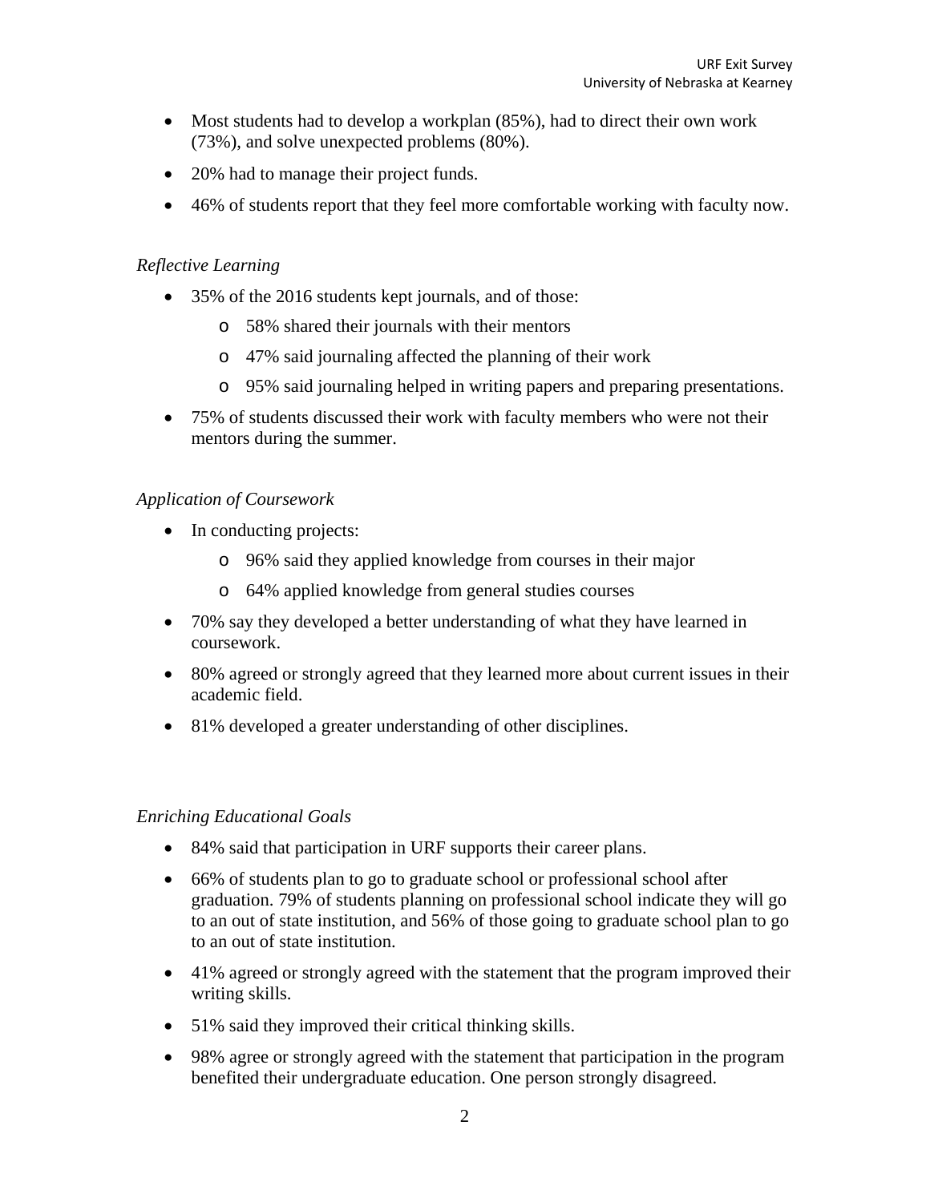- Most students had to develop a workplan (85%), had to direct their own work (73%), and solve unexpected problems (80%).
- 20% had to manage their project funds.
- 46% of students report that they feel more comfortable working with faculty now.

*Reflective Learning*

- 35% of the 2016 students kept journals, and of those:
  - 58% shared their journals with their mentors
  - 47% said journaling affected the planning of their work
  - 95% said journaling helped in writing papers and preparing presentations.
- 75% of students discussed their work with faculty members who were not their mentors during the summer.

*Application of Coursework*

- In conducting projects:
  - 96% said they applied knowledge from courses in their major
  - 64% applied knowledge from general studies courses
- 70% say they developed a better understanding of what they have learned in coursework.
- 80% agreed or strongly agreed that they learned more about current issues in their academic field.
- 81% developed a greater understanding of other disciplines.

*Enriching Educational Goals*

- 84% said that participation in URF supports their career plans.
- 66% of students plan to go to graduate school or professional school after graduation. 79% of students planning on professional school indicate they will go to an out of state institution, and 56% of those going to graduate school plan to go to an out of state institution.
- 41% agreed or strongly agreed with the statement that the program improved their writing skills.
- 51% said they improved their critical thinking skills.
- 98% agree or strongly agreed with the statement that participation in the program benefited their undergraduate education. One person strongly disagreed.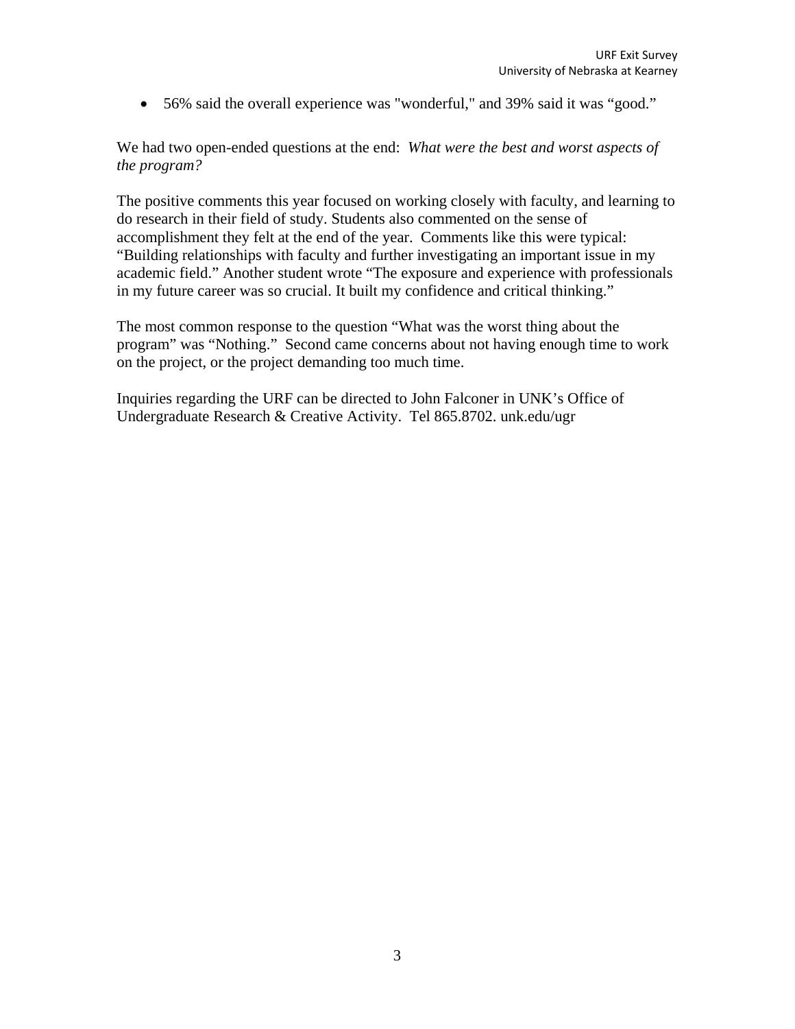- 56% said the overall experience was "wonderful," and 39% said it was “good.”

We had two open-ended questions at the end: *What were the best and worst aspects of the program?*

The positive comments this year focused on working closely with faculty, and learning to do research in their field of study. Students also commented on the sense of accomplishment they felt at the end of the year. Comments like this were typical: “Building relationships with faculty and further investigating an important issue in my academic field.” Another student wrote “The exposure and experience with professionals in my future career was so crucial. It built my confidence and critical thinking.”

The most common response to the question “What was the worst thing about the program” was “Nothing.” Second came concerns about not having enough time to work on the project, or the project demanding too much time.

Inquiries regarding the URF can be directed to John Falconer in UNK’s Office of Undergraduate Research & Creative Activity. Tel 865.8702. unk.edu/ugr